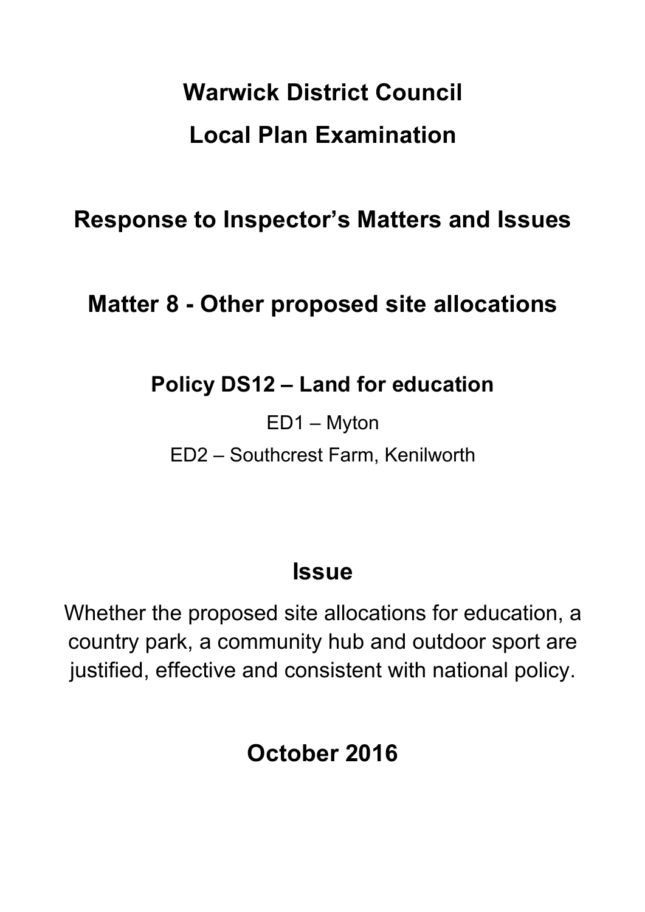# Warwick District Council

# Local Plan Examination

## Response to Inspector's Matters and Issues

## Matter 8 - Other proposed site allocations

### Policy DS12 – Land for education

ED1 – Myton

ED2 – Southcrest Farm, Kenilworth

## Issue

Whether the proposed site allocations for education, a country park, a community hub and outdoor sport are justified, effective and consistent with national policy.

## October 2016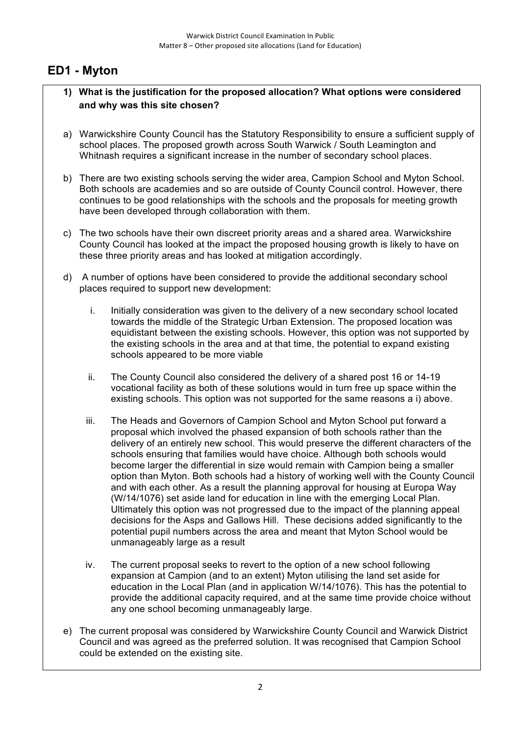## ED1 - Myton

**1) What is the justification for the proposed allocation? What options were considered and why was this site chosen?**

a) Warwickshire County Council has the Statutory Responsibility to ensure a sufficient supply of school places. The proposed growth across South Warwick / South Leamington and Whitnash requires a significant increase in the number of secondary school places.

b) There are two existing schools serving the wider area, Campion School and Myton School. Both schools are academies and so are outside of County Council control. However, there continues to be good relationships with the schools and the proposals for meeting growth have been developed through collaboration with them.

c) The two schools have their own discreet priority areas and a shared area. Warwickshire County Council has looked at the impact the proposed housing growth is likely to have on these three priority areas and has looked at mitigation accordingly.

d) A number of options have been considered to provide the additional secondary school places required to support new development:

   i. Initially consideration was given to the delivery of a new secondary school located towards the middle of the Strategic Urban Extension. The proposed location was equidistant between the existing schools. However, this option was not supported by the existing schools in the area and at that time, the potential to expand existing schools appeared to be more viable

   ii. The County Council also considered the delivery of a shared post 16 or 14-19 vocational facility as both of these solutions would in turn free up space within the existing schools. This option was not supported for the same reasons a i) above.

   iii. The Heads and Governors of Campion School and Myton School put forward a proposal which involved the phased expansion of both schools rather than the delivery of an entirely new school. This would preserve the different characters of the schools ensuring that families would have choice. Although both schools would become larger the differential in size would remain with Campion being a smaller option than Myton. Both schools had a history of working well with the County Council and with each other. As a result the planning approval for housing at Europa Way (W/14/1076) set aside land for education in line with the emerging Local Plan. Ultimately this option was not progressed due to the impact of the planning appeal decisions for the Asps and Gallows Hill. These decisions added significantly to the potential pupil numbers across the area and meant that Myton School would be unmanageably large as a result

   iv. The current proposal seeks to revert to the option of a new school following expansion at Campion (and to an extent) Myton utilising the land set aside for education in the Local Plan (and in application W/14/1076). This has the potential to provide the additional capacity required, and at the same time provide choice without any one school becoming unmanageably large.

e) The current proposal was considered by Warwickshire County Council and Warwick District Council and was agreed as the preferred solution. It was recognised that Campion School could be extended on the existing site.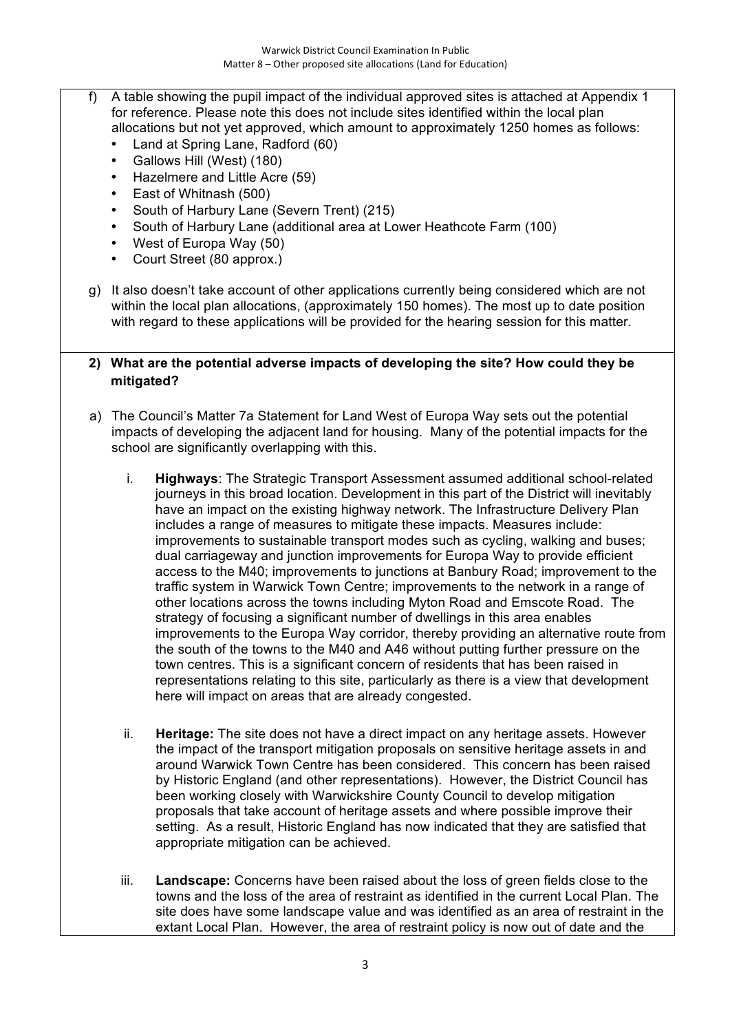f) A table showing the pupil impact of the individual approved sites is attached at Appendix 1 for reference. Please note this does not include sites identified within the local plan allocations but not yet approved, which amount to approximately 1250 homes as follows:
   - Land at Spring Lane, Radford (60)
   - Gallows Hill (West) (180)
   - Hazelmere and Little Acre (59)
   - East of Whitnash (500)
   - South of Harbury Lane (Severn Trent) (215)
   - South of Harbury Lane (additional area at Lower Heathcote Farm (100)
   - West of Europa Way (50)
   - Court Street (80 approx.)

g) It also doesn't take account of other applications currently being considered which are not within the local plan allocations, (approximately 150 homes). The most up to date position with regard to these applications will be provided for the hearing session for this matter.

**2) What are the potential adverse impacts of developing the site? How could they be mitigated?**

a) The Council's Matter 7a Statement for Land West of Europa Way sets out the potential impacts of developing the adjacent land for housing. Many of the potential impacts for the school are significantly overlapping with this.

   i. **Highways**: The Strategic Transport Assessment assumed additional school-related journeys in this broad location. Development in this part of the District will inevitably have an impact on the existing highway network. The Infrastructure Delivery Plan includes a range of measures to mitigate these impacts. Measures include: improvements to sustainable transport modes such as cycling, walking and buses; dual carriageway and junction improvements for Europa Way to provide efficient access to the M40; improvements to junctions at Banbury Road; improvement to the traffic system in Warwick Town Centre; improvements to the network in a range of other locations across the towns including Myton Road and Emscote Road. The strategy of focusing a significant number of dwellings in this area enables improvements to the Europa Way corridor, thereby providing an alternative route from the south of the towns to the M40 and A46 without putting further pressure on the town centres. This is a significant concern of residents that has been raised in representations relating to this site, particularly as there is a view that development here will impact on areas that are already congested.

   ii. **Heritage:** The site does not have a direct impact on any heritage assets. However the impact of the transport mitigation proposals on sensitive heritage assets in and around Warwick Town Centre has been considered. This concern has been raised by Historic England (and other representations). However, the District Council has been working closely with Warwickshire County Council to develop mitigation proposals that take account of heritage assets and where possible improve their setting. As a result, Historic England has now indicated that they are satisfied that appropriate mitigation can be achieved.

   iii. **Landscape:** Concerns have been raised about the loss of green fields close to the towns and the loss of the area of restraint as identified in the current Local Plan. The site does have some landscape value and was identified as an area of restraint in the extant Local Plan. However, the area of restraint policy is now out of date and the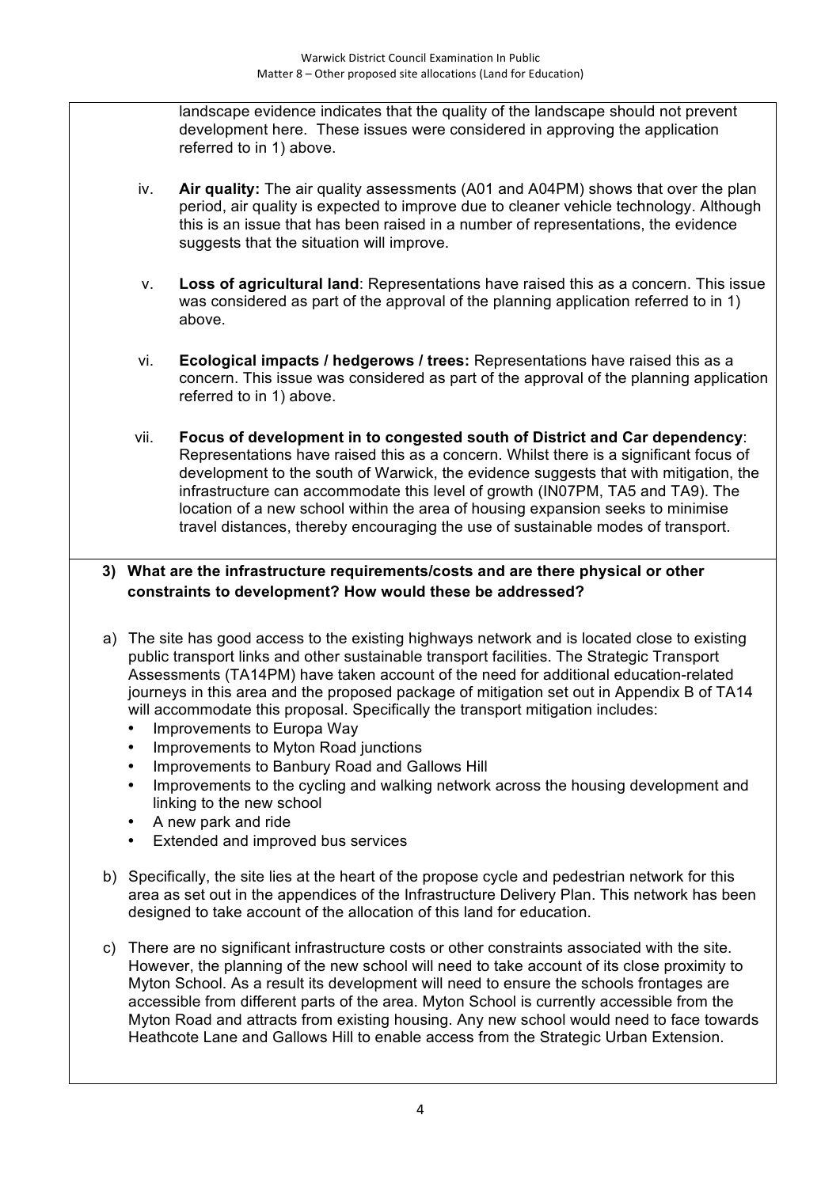landscape evidence indicates that the quality of the landscape should not prevent development here. These issues were considered in approving the application referred to in 1) above.

iv. **Air quality:** The air quality assessments (A01 and A04PM) shows that over the plan period, air quality is expected to improve due to cleaner vehicle technology. Although this is an issue that has been raised in a number of representations, the evidence suggests that the situation will improve.

v. **Loss of agricultural land**: Representations have raised this as a concern. This issue was considered as part of the approval of the planning application referred to in 1) above.

vi. **Ecological impacts / hedgerows / trees:** Representations have raised this as a concern. This issue was considered as part of the approval of the planning application referred to in 1) above.

vii. **Focus of development in to congested south of District and Car dependency**: Representations have raised this as a concern. Whilst there is a significant focus of development to the south of Warwick, the evidence suggests that with mitigation, the infrastructure can accommodate this level of growth (IN07PM, TA5 and TA9). The location of a new school within the area of housing expansion seeks to minimise travel distances, thereby encouraging the use of sustainable modes of transport.

**3) What are the infrastructure requirements/costs and are there physical or other constraints to development? How would these be addressed?**

a) The site has good access to the existing highways network and is located close to existing public transport links and other sustainable transport facilities. The Strategic Transport Assessments (TA14PM) have taken account of the need for additional education-related journeys in this area and the proposed package of mitigation set out in Appendix B of TA14 will accommodate this proposal. Specifically the transport mitigation includes:
   - Improvements to Europa Way
   - Improvements to Myton Road junctions
   - Improvements to Banbury Road and Gallows Hill
   - Improvements to the cycling and walking network across the housing development and linking to the new school
   - A new park and ride
   - Extended and improved bus services

b) Specifically, the site lies at the heart of the propose cycle and pedestrian network for this area as set out in the appendices of the Infrastructure Delivery Plan. This network has been designed to take account of the allocation of this land for education.

c) There are no significant infrastructure costs or other constraints associated with the site. However, the planning of the new school will need to take account of its close proximity to Myton School. As a result its development will need to ensure the schools frontages are accessible from different parts of the area. Myton School is currently accessible from the Myton Road and attracts from existing housing. Any new school would need to face towards Heathcote Lane and Gallows Hill to enable access from the Strategic Urban Extension.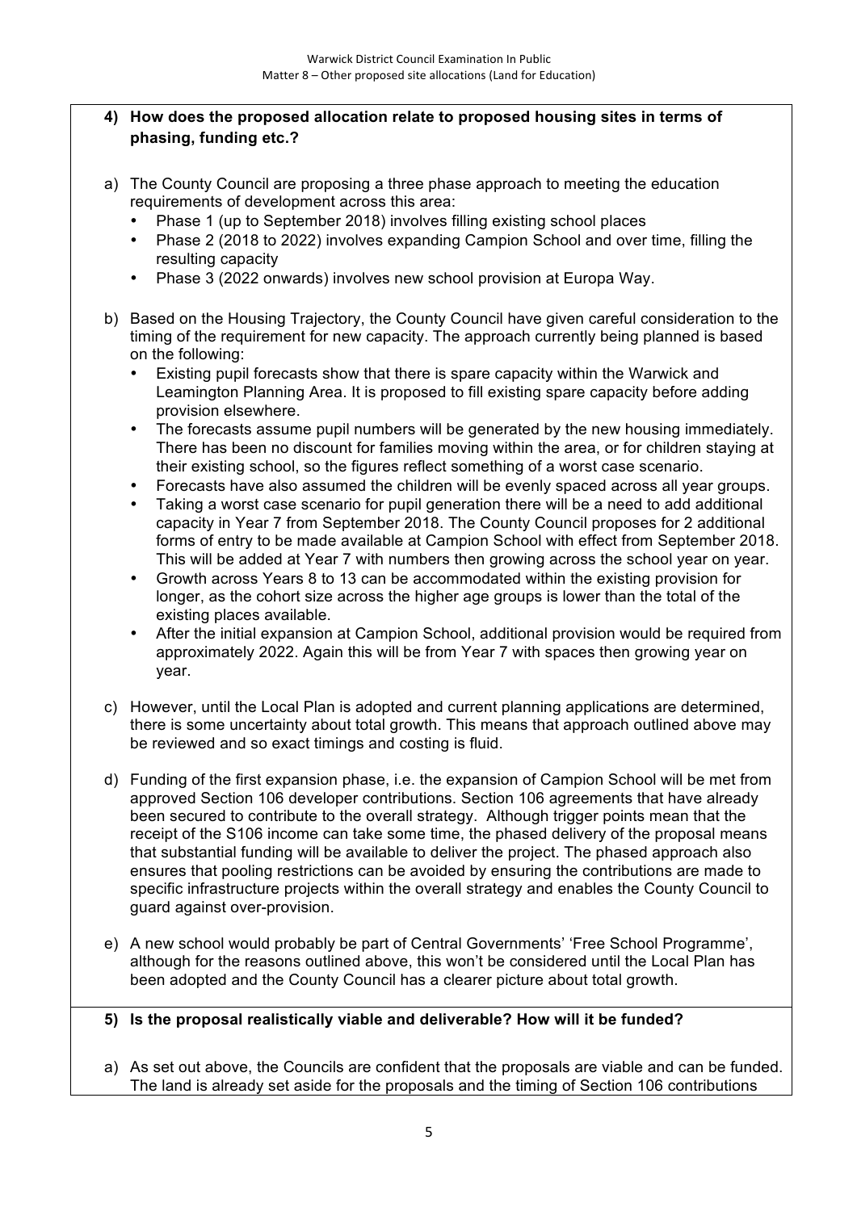**4) How does the proposed allocation relate to proposed housing sites in terms of phasing, funding etc.?**

a) The County Council are proposing a three phase approach to meeting the education requirements of development across this area:
   - Phase 1 (up to September 2018) involves filling existing school places
   - Phase 2 (2018 to 2022) involves expanding Campion School and over time, filling the resulting capacity
   - Phase 3 (2022 onwards) involves new school provision at Europa Way.

b) Based on the Housing Trajectory, the County Council have given careful consideration to the timing of the requirement for new capacity. The approach currently being planned is based on the following:
   - Existing pupil forecasts show that there is spare capacity within the Warwick and Leamington Planning Area. It is proposed to fill existing spare capacity before adding provision elsewhere.
   - The forecasts assume pupil numbers will be generated by the new housing immediately. There has been no discount for families moving within the area, or for children staying at their existing school, so the figures reflect something of a worst case scenario.
   - Forecasts have also assumed the children will be evenly spaced across all year groups.
   - Taking a worst case scenario for pupil generation there will be a need to add additional capacity in Year 7 from September 2018. The County Council proposes for 2 additional forms of entry to be made available at Campion School with effect from September 2018. This will be added at Year 7 with numbers then growing across the school year on year.
   - Growth across Years 8 to 13 can be accommodated within the existing provision for longer, as the cohort size across the higher age groups is lower than the total of the existing places available.
   - After the initial expansion at Campion School, additional provision would be required from approximately 2022. Again this will be from Year 7 with spaces then growing year on year.

c) However, until the Local Plan is adopted and current planning applications are determined, there is some uncertainty about total growth. This means that approach outlined above may be reviewed and so exact timings and costing is fluid.

d) Funding of the first expansion phase, i.e. the expansion of Campion School will be met from approved Section 106 developer contributions. Section 106 agreements that have already been secured to contribute to the overall strategy. Although trigger points mean that the receipt of the S106 income can take some time, the phased delivery of the proposal means that substantial funding will be available to deliver the project. The phased approach also ensures that pooling restrictions can be avoided by ensuring the contributions are made to specific infrastructure projects within the overall strategy and enables the County Council to guard against over-provision.

e) A new school would probably be part of Central Governments' 'Free School Programme', although for the reasons outlined above, this won't be considered until the Local Plan has been adopted and the County Council has a clearer picture about total growth.

**5) Is the proposal realistically viable and deliverable? How will it be funded?**

a) As set out above, the Councils are confident that the proposals are viable and can be funded. The land is already set aside for the proposals and the timing of Section 106 contributions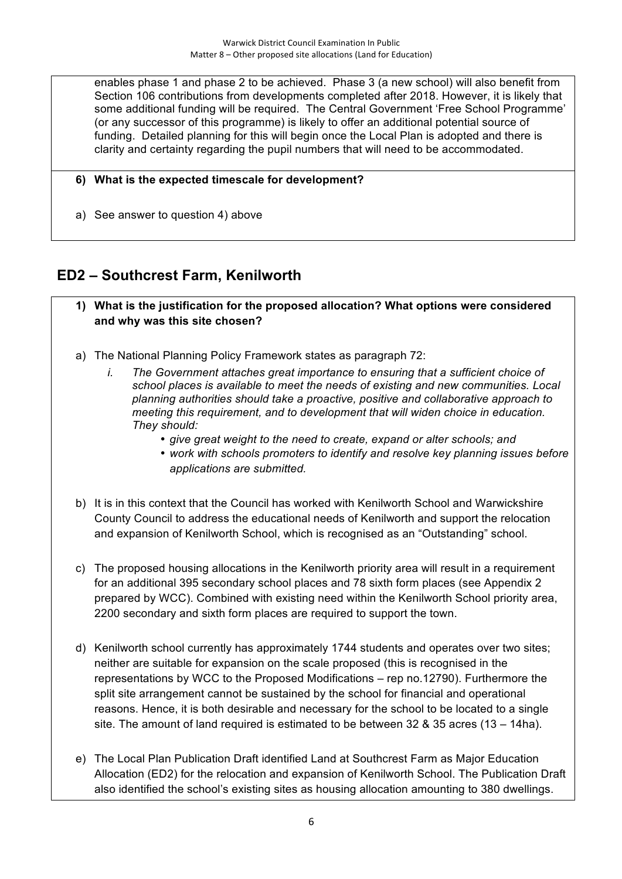enables phase 1 and phase 2 to be achieved. Phase 3 (a new school) will also benefit from Section 106 contributions from developments completed after 2018. However, it is likely that some additional funding will be required. The Central Government 'Free School Programme' (or any successor of this programme) is likely to offer an additional potential source of funding. Detailed planning for this will begin once the Local Plan is adopted and there is clarity and certainty regarding the pupil numbers that will need to be accommodated.

**6) What is the expected timescale for development?**

a) See answer to question 4) above

## ED2 – Southcrest Farm, Kenilworth

**1) What is the justification for the proposed allocation? What options were considered and why was this site chosen?**

a) The National Planning Policy Framework states as paragraph 72:

   i. *The Government attaches great importance to ensuring that a sufficient choice of school places is available to meet the needs of existing and new communities. Local planning authorities should take a proactive, positive and collaborative approach to meeting this requirement, and to development that will widen choice in education. They should:*
      - *give great weight to the need to create, expand or alter schools; and*
      - *work with schools promoters to identify and resolve key planning issues before applications are submitted.*

b) It is in this context that the Council has worked with Kenilworth School and Warwickshire County Council to address the educational needs of Kenilworth and support the relocation and expansion of Kenilworth School, which is recognised as an "Outstanding" school.

c) The proposed housing allocations in the Kenilworth priority area will result in a requirement for an additional 395 secondary school places and 78 sixth form places (see Appendix 2 prepared by WCC). Combined with existing need within the Kenilworth School priority area, 2200 secondary and sixth form places are required to support the town.

d) Kenilworth school currently has approximately 1744 students and operates over two sites; neither are suitable for expansion on the scale proposed (this is recognised in the representations by WCC to the Proposed Modifications – rep no.12790). Furthermore the split site arrangement cannot be sustained by the school for financial and operational reasons. Hence, it is both desirable and necessary for the school to be located to a single site. The amount of land required is estimated to be between 32 & 35 acres (13 – 14ha).

e) The Local Plan Publication Draft identified Land at Southcrest Farm as Major Education Allocation (ED2) for the relocation and expansion of Kenilworth School. The Publication Draft also identified the school's existing sites as housing allocation amounting to 380 dwellings.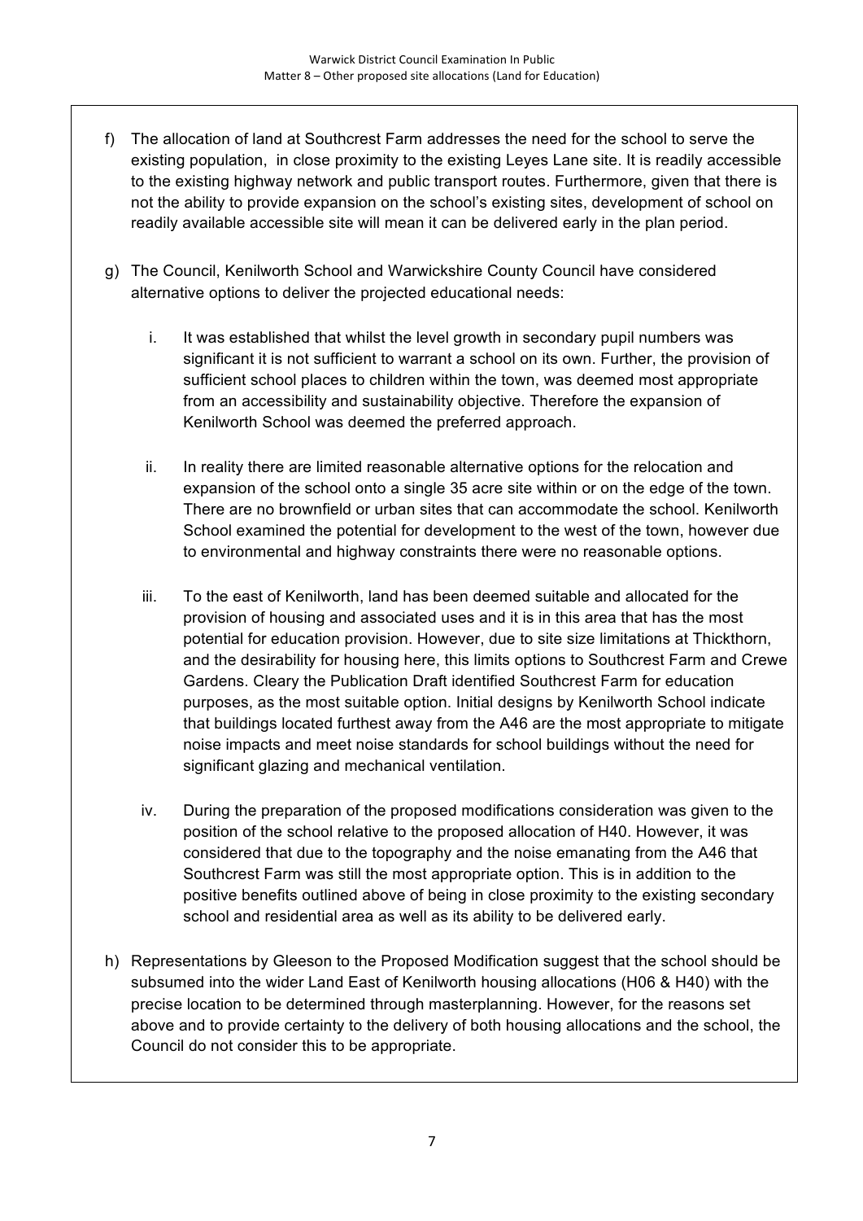f) The allocation of land at Southcrest Farm addresses the need for the school to serve the existing population, in close proximity to the existing Leyes Lane site. It is readily accessible to the existing highway network and public transport routes. Furthermore, given that there is not the ability to provide expansion on the school's existing sites, development of school on readily available accessible site will mean it can be delivered early in the plan period.

g) The Council, Kenilworth School and Warwickshire County Council have considered alternative options to deliver the projected educational needs:

   i. It was established that whilst the level growth in secondary pupil numbers was significant it is not sufficient to warrant a school on its own. Further, the provision of sufficient school places to children within the town, was deemed most appropriate from an accessibility and sustainability objective. Therefore the expansion of Kenilworth School was deemed the preferred approach.

   ii. In reality there are limited reasonable alternative options for the relocation and expansion of the school onto a single 35 acre site within or on the edge of the town. There are no brownfield or urban sites that can accommodate the school. Kenilworth School examined the potential for development to the west of the town, however due to environmental and highway constraints there were no reasonable options.

   iii. To the east of Kenilworth, land has been deemed suitable and allocated for the provision of housing and associated uses and it is in this area that has the most potential for education provision. However, due to site size limitations at Thickthorn, and the desirability for housing here, this limits options to Southcrest Farm and Crewe Gardens. Cleary the Publication Draft identified Southcrest Farm for education purposes, as the most suitable option. Initial designs by Kenilworth School indicate that buildings located furthest away from the A46 are the most appropriate to mitigate noise impacts and meet noise standards for school buildings without the need for significant glazing and mechanical ventilation.

   iv. During the preparation of the proposed modifications consideration was given to the position of the school relative to the proposed allocation of H40. However, it was considered that due to the topography and the noise emanating from the A46 that Southcrest Farm was still the most appropriate option. This is in addition to the positive benefits outlined above of being in close proximity to the existing secondary school and residential area as well as its ability to be delivered early.

h) Representations by Gleeson to the Proposed Modification suggest that the school should be subsumed into the wider Land East of Kenilworth housing allocations (H06 & H40) with the precise location to be determined through masterplanning. However, for the reasons set above and to provide certainty to the delivery of both housing allocations and the school, the Council do not consider this to be appropriate.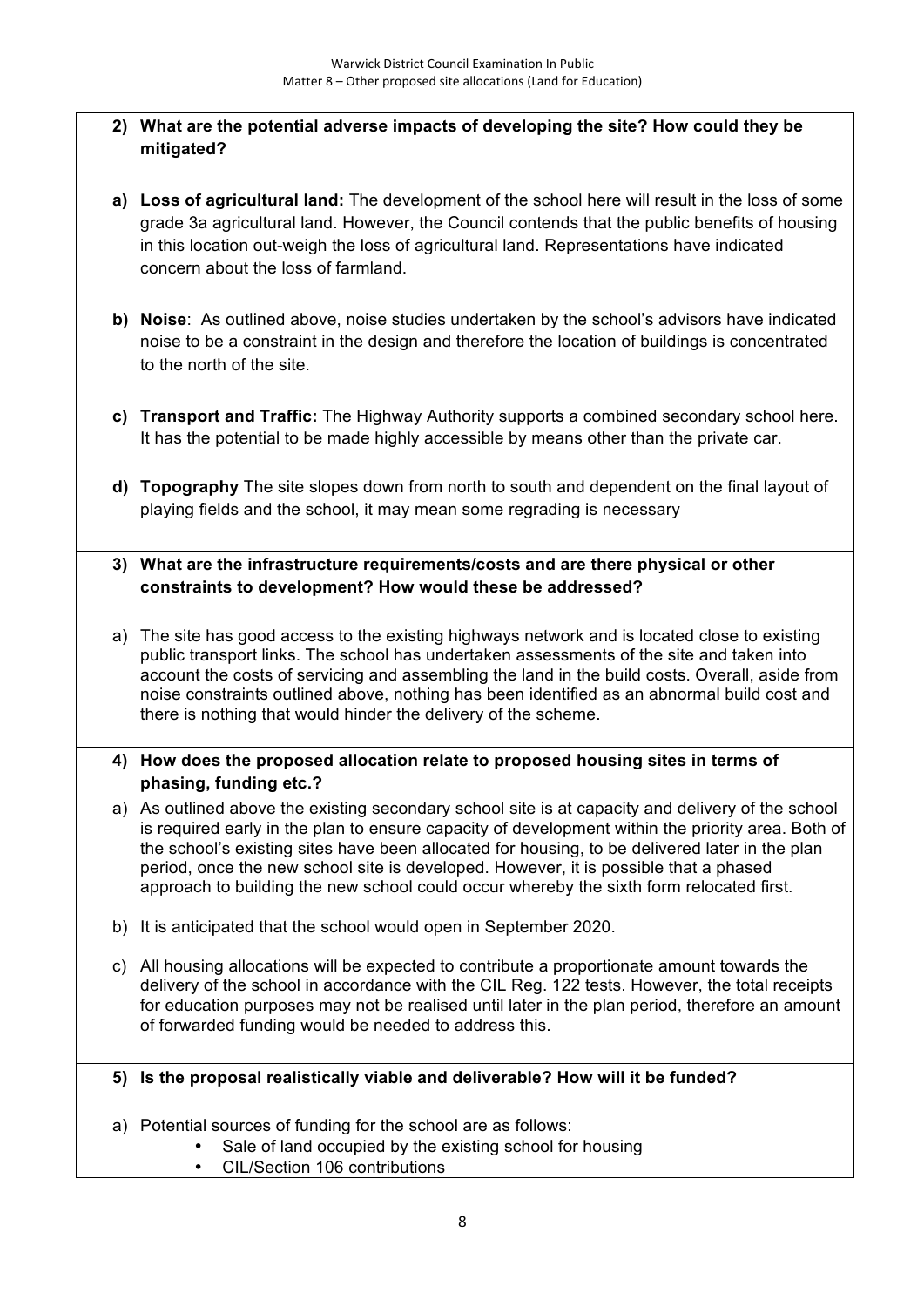**2) What are the potential adverse impacts of developing the site? How could they be mitigated?**

**a) Loss of agricultural land:** The development of the school here will result in the loss of some grade 3a agricultural land. However, the Council contends that the public benefits of housing in this location out-weigh the loss of agricultural land. Representations have indicated concern about the loss of farmland.

**b) Noise**: As outlined above, noise studies undertaken by the school's advisors have indicated noise to be a constraint in the design and therefore the location of buildings is concentrated to the north of the site.

**c) Transport and Traffic:** The Highway Authority supports a combined secondary school here. It has the potential to be made highly accessible by means other than the private car.

**d) Topography** The site slopes down from north to south and dependent on the final layout of playing fields and the school, it may mean some regrading is necessary

**3) What are the infrastructure requirements/costs and are there physical or other constraints to development? How would these be addressed?**

a) The site has good access to the existing highways network and is located close to existing public transport links. The school has undertaken assessments of the site and taken into account the costs of servicing and assembling the land in the build costs. Overall, aside from noise constraints outlined above, nothing has been identified as an abnormal build cost and there is nothing that would hinder the delivery of the scheme.

**4) How does the proposed allocation relate to proposed housing sites in terms of phasing, funding etc.?**

a) As outlined above the existing secondary school site is at capacity and delivery of the school is required early in the plan to ensure capacity of development within the priority area. Both of the school's existing sites have been allocated for housing, to be delivered later in the plan period, once the new school site is developed. However, it is possible that a phased approach to building the new school could occur whereby the sixth form relocated first.

b) It is anticipated that the school would open in September 2020.

c) All housing allocations will be expected to contribute a proportionate amount towards the delivery of the school in accordance with the CIL Reg. 122 tests. However, the total receipts for education purposes may not be realised until later in the plan period, therefore an amount of forwarded funding would be needed to address this.

**5) Is the proposal realistically viable and deliverable? How will it be funded?**

a) Potential sources of funding for the school are as follows:
- Sale of land occupied by the existing school for housing
- CIL/Section 106 contributions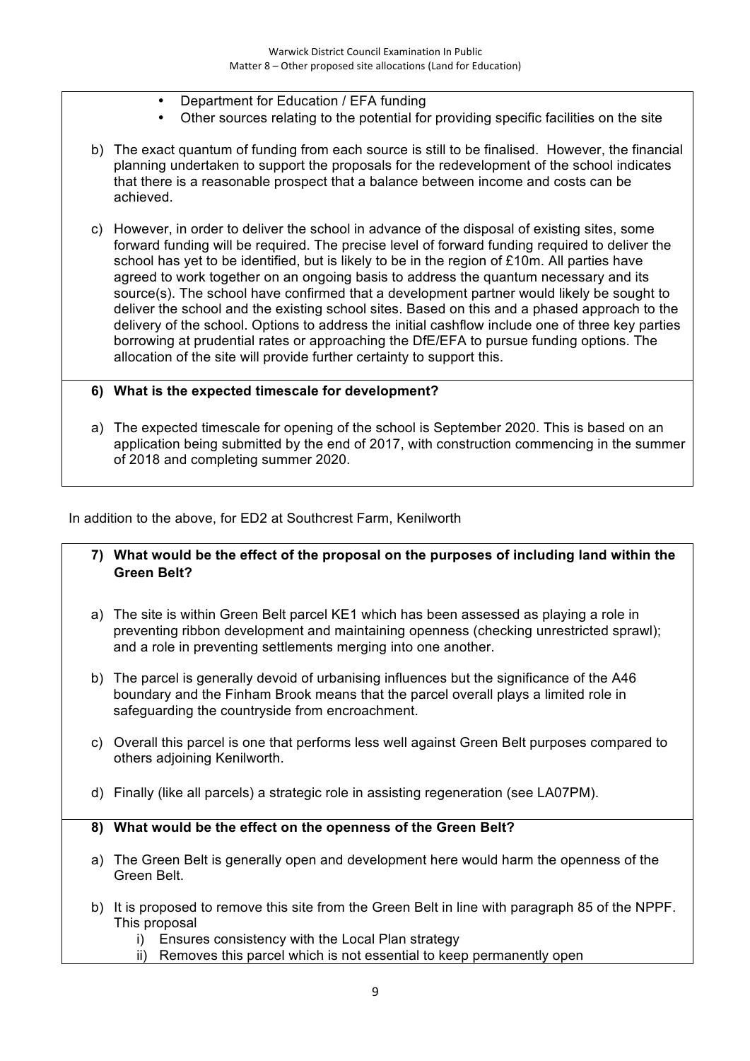- Department for Education / EFA funding
- Other sources relating to the potential for providing specific facilities on the site

b) The exact quantum of funding from each source is still to be finalised. However, the financial planning undertaken to support the proposals for the redevelopment of the school indicates that there is a reasonable prospect that a balance between income and costs can be achieved.

c) However, in order to deliver the school in advance of the disposal of existing sites, some forward funding will be required. The precise level of forward funding required to deliver the school has yet to be identified, but is likely to be in the region of £10m. All parties have agreed to work together on an ongoing basis to address the quantum necessary and its source(s). The school have confirmed that a development partner would likely be sought to deliver the school and the existing school sites. Based on this and a phased approach to the delivery of the school. Options to address the initial cashflow include one of three key parties borrowing at prudential rates or approaching the DfE/EFA to pursue funding options. The allocation of the site will provide further certainty to support this.

**6) What is the expected timescale for development?**

a) The expected timescale for opening of the school is September 2020. This is based on an application being submitted by the end of 2017, with construction commencing in the summer of 2018 and completing summer 2020.

In addition to the above, for ED2 at Southcrest Farm, Kenilworth

**7) What would be the effect of the proposal on the purposes of including land within the Green Belt?**

a) The site is within Green Belt parcel KE1 which has been assessed as playing a role in preventing ribbon development and maintaining openness (checking unrestricted sprawl); and a role in preventing settlements merging into one another.

b) The parcel is generally devoid of urbanising influences but the significance of the A46 boundary and the Finham Brook means that the parcel overall plays a limited role in safeguarding the countryside from encroachment.

c) Overall this parcel is one that performs less well against Green Belt purposes compared to others adjoining Kenilworth.

d) Finally (like all parcels) a strategic role in assisting regeneration (see LA07PM).

**8) What would be the effect on the openness of the Green Belt?**

a) The Green Belt is generally open and development here would harm the openness of the Green Belt.

b) It is proposed to remove this site from the Green Belt in line with paragraph 85 of the NPPF. This proposal
   i) Ensures consistency with the Local Plan strategy
   ii) Removes this parcel which is not essential to keep permanently open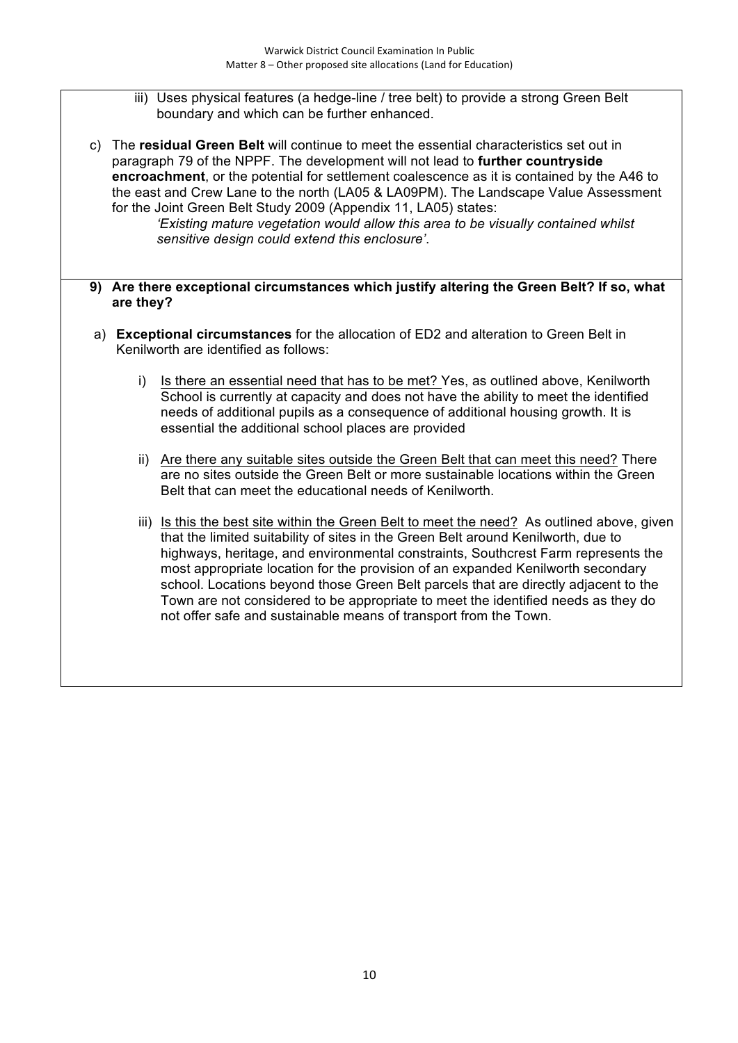iii) Uses physical features (a hedge-line / tree belt) to provide a strong Green Belt boundary and which can be further enhanced.

c) The **residual Green Belt** will continue to meet the essential characteristics set out in paragraph 79 of the NPPF. The development will not lead to **further countryside encroachment**, or the potential for settlement coalescence as it is contained by the A46 to the east and Crew Lane to the north (LA05 & LA09PM). The Landscape Value Assessment for the Joint Green Belt Study 2009 (Appendix 11, LA05) states:

> *'Existing mature vegetation would allow this area to be visually contained whilst sensitive design could extend this enclosure'*.

**9) Are there exceptional circumstances which justify altering the Green Belt? If so, what are they?**

a) **Exceptional circumstances** for the allocation of ED2 and alteration to Green Belt in Kenilworth are identified as follows:

i) Is there an essential need that has to be met? Yes, as outlined above, Kenilworth School is currently at capacity and does not have the ability to meet the identified needs of additional pupils as a consequence of additional housing growth. It is essential the additional school places are provided

ii) Are there any suitable sites outside the Green Belt that can meet this need? There are no sites outside the Green Belt or more sustainable locations within the Green Belt that can meet the educational needs of Kenilworth.

iii) Is this the best site within the Green Belt to meet the need? As outlined above, given that the limited suitability of sites in the Green Belt around Kenilworth, due to highways, heritage, and environmental constraints, Southcrest Farm represents the most appropriate location for the provision of an expanded Kenilworth secondary school. Locations beyond those Green Belt parcels that are directly adjacent to the Town are not considered to be appropriate to meet the identified needs as they do not offer safe and sustainable means of transport from the Town.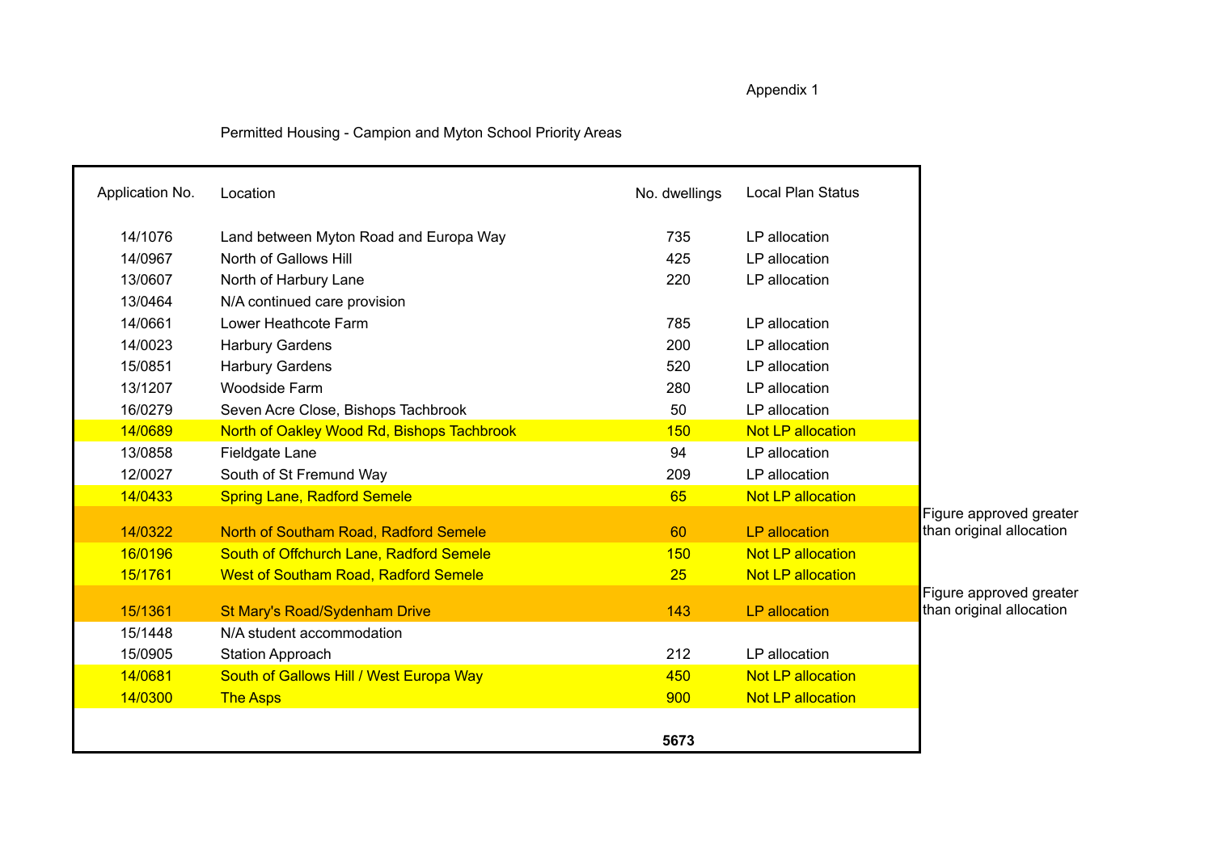Appendix 1

Permitted Housing - Campion and Myton School Priority Areas

| Application No. | Location | No. dwellings | Local Plan Status | |
|---|---|---|---|---|
| 14/1076 | Land between Myton Road and Europa Way | 735 | LP allocation | |
| 14/0967 | North of Gallows Hill | 425 | LP allocation | |
| 13/0607 | North of Harbury Lane | 220 | LP allocation | |
| 13/0464 | N/A continued care provision | | | |
| 14/0661 | Lower Heathcote Farm | 785 | LP allocation | |
| 14/0023 | Harbury Gardens | 200 | LP allocation | |
| 15/0851 | Harbury Gardens | 520 | LP allocation | |
| 13/1207 | Woodside Farm | 280 | LP allocation | |
| 16/0279 | Seven Acre Close, Bishops Tachbrook | 50 | LP allocation | |
| 14/0689 | North of Oakley Wood Rd, Bishops Tachbrook | 150 | Not LP allocation | |
| 13/0858 | Fieldgate Lane | 94 | LP allocation | |
| 12/0027 | South of St Fremund Way | 209 | LP allocation | |
| 14/0433 | Spring Lane, Radford Semele | 65 | Not LP allocation | |
| 14/0322 | North of Southam Road, Radford Semele | 60 | LP allocation | Figure approved greater than original allocation |
| 16/0196 | South of Offchurch Lane, Radford Semele | 150 | Not LP allocation | |
| 15/1761 | West of Southam Road, Radford Semele | 25 | Not LP allocation | |
| 15/1361 | St Mary's Road/Sydenham Drive | 143 | LP allocation | Figure approved greater than original allocation |
| 15/1448 | N/A student accommodation | | | |
| 15/0905 | Station Approach | 212 | LP allocation | |
| 14/0681 | South of Gallows Hill / West Europa Way | 450 | Not LP allocation | |
| 14/0300 | The Asps | 900 | Not LP allocation | |
| | | **5673** | | |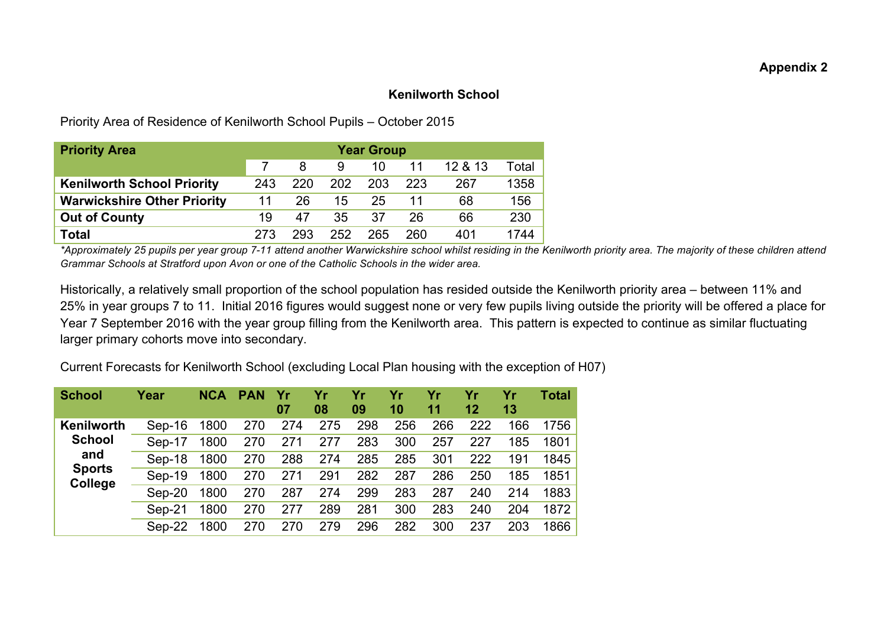**Appendix 2**

## Kenilworth School

Priority Area of Residence of Kenilworth School Pupils – October 2015

| Priority Area | Year Group | | | | | | |
|---|---|---|---|---|---|---|---|
| | 7 | 8 | 9 | 10 | 11 | 12 & 13 | Total |
| **Kenilworth School Priority** | 243 | 220 | 202 | 203 | 223 | 267 | 1358 |
| **Warwickshire Other Priority** | 11 | 26 | 15 | 25 | 11 | 68 | 156 |
| **Out of County** | 19 | 47 | 35 | 37 | 26 | 66 | 230 |
| **Total** | 273 | 293 | 252 | 265 | 260 | 401 | 1744 |

*\*Approximately 25 pupils per year group 7-11 attend another Warwickshire school whilst residing in the Kenilworth priority area. The majority of these children attend Grammar Schools at Stratford upon Avon or one of the Catholic Schools in the wider area.*

Historically, a relatively small proportion of the school population has resided outside the Kenilworth priority area – between 11% and 25% in year groups 7 to 11. Initial 2016 figures would suggest none or very few pupils living outside the priority will be offered a place for Year 7 September 2016 with the year group filling from the Kenilworth area. This pattern is expected to continue as similar fluctuating larger primary cohorts move into secondary.

Current Forecasts for Kenilworth School (excluding Local Plan housing with the exception of H07)

| School | Year | NCA | PAN | Yr 07 | Yr 08 | Yr 09 | Yr 10 | Yr 11 | Yr 12 | Yr 13 | Total |
|---|---|---|---|---|---|---|---|---|---|---|---|
| **Kenilworth School and Sports College** | Sep-16 | 1800 | 270 | 274 | 275 | 298 | 256 | 266 | 222 | 166 | 1756 |
| | Sep-17 | 1800 | 270 | 271 | 277 | 283 | 300 | 257 | 227 | 185 | 1801 |
| | Sep-18 | 1800 | 270 | 288 | 274 | 285 | 285 | 301 | 222 | 191 | 1845 |
| | Sep-19 | 1800 | 270 | 271 | 291 | 282 | 287 | 286 | 250 | 185 | 1851 |
| | Sep-20 | 1800 | 270 | 287 | 274 | 299 | 283 | 287 | 240 | 214 | 1883 |
| | Sep-21 | 1800 | 270 | 277 | 289 | 281 | 300 | 283 | 240 | 204 | 1872 |
| | Sep-22 | 1800 | 270 | 270 | 279 | 296 | 282 | 300 | 237 | 203 | 1866 |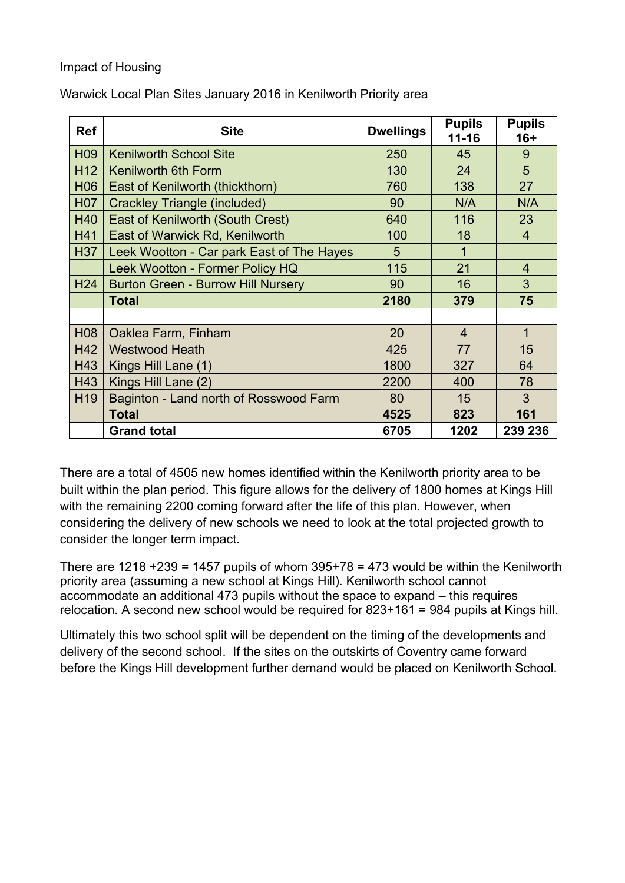Impact of Housing

Warwick Local Plan Sites January 2016 in Kenilworth Priority area

| Ref | Site | Dwellings | Pupils 11-16 | Pupils 16+ |
|---|---|---|---|---|
| H09 | Kenilworth School Site | 250 | 45 | 9 |
| H12 | Kenilworth 6th Form | 130 | 24 | 5 |
| H06 | East of Kenilworth (thickthorn) | 760 | 138 | 27 |
| H07 | Crackley Triangle (included) | 90 | N/A | N/A |
| H40 | East of Kenilworth (South Crest) | 640 | 116 | 23 |
| H41 | East of Warwick Rd, Kenilworth | 100 | 18 | 4 |
| H37 | Leek Wootton - Car park East of The Hayes | 5 | 1 | |
| | Leek Wootton - Former Policy HQ | 115 | 21 | 4 |
| H24 | Burton Green - Burrow Hill Nursery | 90 | 16 | 3 |
| | **Total** | **2180** | **379** | **75** |
| | | | | |
| H08 | Oaklea Farm, Finham | 20 | 4 | 1 |
| H42 | Westwood Heath | 425 | 77 | 15 |
| H43 | Kings Hill Lane (1) | 1800 | 327 | 64 |
| H43 | Kings Hill Lane (2) | 2200 | 400 | 78 |
| H19 | Baginton - Land north of Rosswood Farm | 80 | 15 | 3 |
| | **Total** | **4525** | **823** | **161** |
| | **Grand total** | **6705** | **1202** | **239 236** |

There are a total of 4505 new homes identified within the Kenilworth priority area to be built within the plan period. This figure allows for the delivery of 1800 homes at Kings Hill with the remaining 2200 coming forward after the life of this plan. However, when considering the delivery of new schools we need to look at the total projected growth to consider the longer term impact.

There are 1218 +239 = 1457 pupils of whom 395+78 = 473 would be within the Kenilworth priority area (assuming a new school at Kings Hill). Kenilworth school cannot accommodate an additional 473 pupils without the space to expand – this requires relocation. A second new school would be required for 823+161 = 984 pupils at Kings hill.

Ultimately this two school split will be dependent on the timing of the developments and delivery of the second school. If the sites on the outskirts of Coventry came forward before the Kings Hill development further demand would be placed on Kenilworth School.